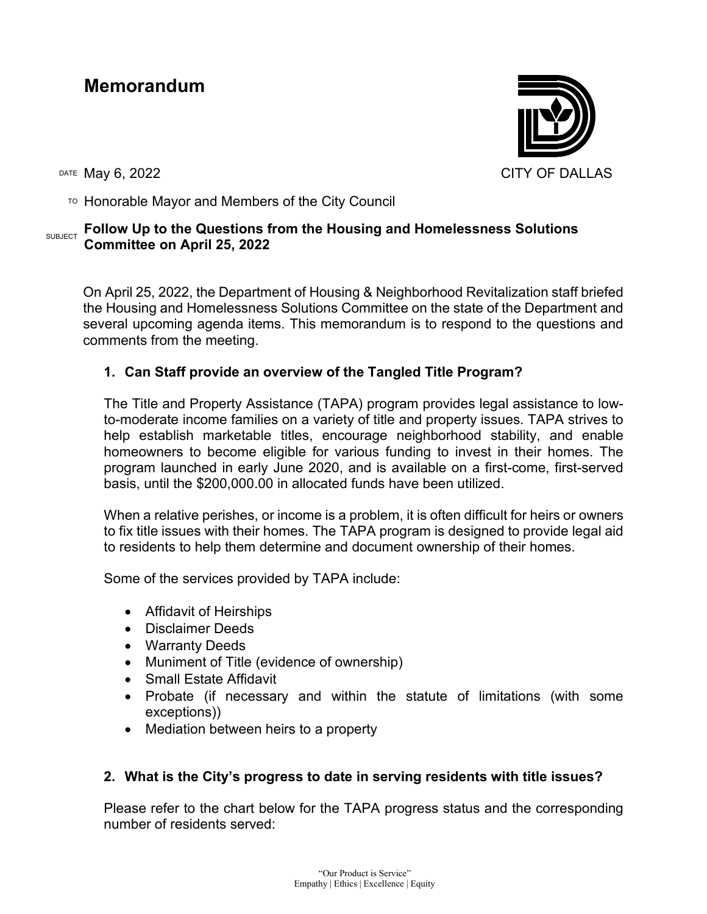# Memorandum

CITY OF DALLAS

DATE May 6, 2022

TO Honorable Mayor and Members of the City Council

SUBJECT **Follow Up to the Questions from the Housing and Homelessness Solutions Committee on April 25, 2022**

On April 25, 2022, the Department of Housing & Neighborhood Revitalization staff briefed the Housing and Homelessness Solutions Committee on the state of the Department and several upcoming agenda items. This memorandum is to respond to the questions and comments from the meeting.

1. **Can Staff provide an overview of the Tangled Title Program?**

   The Title and Property Assistance (TAPA) program provides legal assistance to low-to-moderate income families on a variety of title and property issues. TAPA strives to help establish marketable titles, encourage neighborhood stability, and enable homeowners to become eligible for various funding to invest in their homes. The program launched in early June 2020, and is available on a first-come, first-served basis, until the $200,000.00 in allocated funds have been utilized.

   When a relative perishes, or income is a problem, it is often difficult for heirs or owners to fix title issues with their homes. The TAPA program is designed to provide legal aid to residents to help them determine and document ownership of their homes.

   Some of the services provided by TAPA include:

   - Affidavit of Heirships
   - Disclaimer Deeds
   - Warranty Deeds
   - Muniment of Title (evidence of ownership)
   - Small Estate Affidavit
   - Probate (if necessary and within the statute of limitations (with some exceptions))
   - Mediation between heirs to a property

2. **What is the City's progress to date in serving residents with title issues?**

   Please refer to the chart below for the TAPA progress status and the corresponding number of residents served: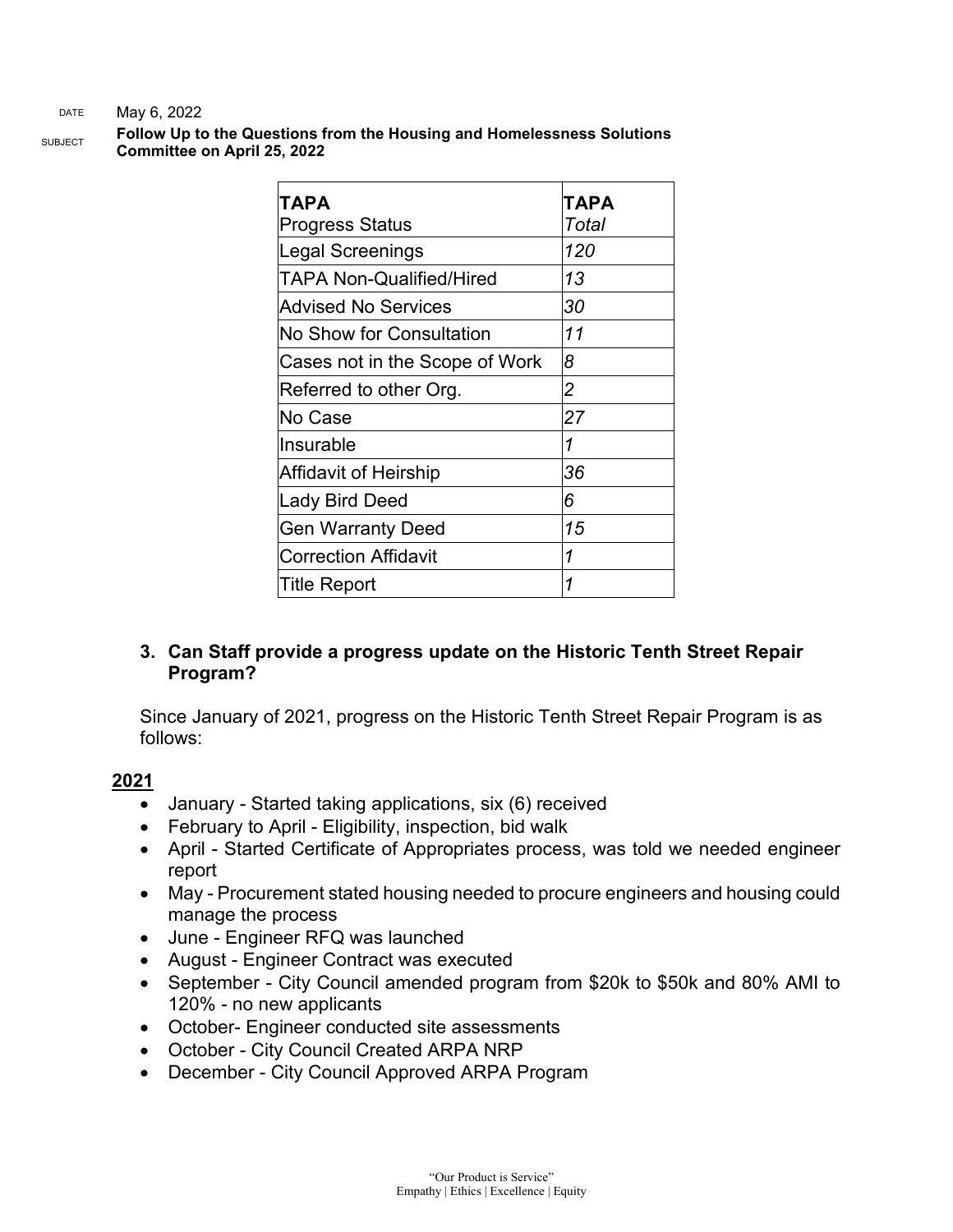DATE May 6, 2022

SUBJECT **Follow Up to the Questions from the Housing and Homelessness Solutions Committee on April 25, 2022**

| **TAPA** Progress Status | **TAPA** *Total* |
|---|---|
| Legal Screenings | *120* |
| TAPA Non-Qualified/Hired | *13* |
| Advised No Services | *30* |
| No Show for Consultation | *11* |
| Cases not in the Scope of Work | *8* |
| Referred to other Org. | *2* |
| No Case | *27* |
| Insurable | *1* |
| Affidavit of Heirship | *36* |
| Lady Bird Deed | *6* |
| Gen Warranty Deed | *15* |
| Correction Affidavit | *1* |
| Title Report | *1* |

**3. Can Staff provide a progress update on the Historic Tenth Street Repair Program?**

Since January of 2021, progress on the Historic Tenth Street Repair Program is as follows:

**2021**

- January - Started taking applications, six (6) received
- February to April - Eligibility, inspection, bid walk
- April - Started Certificate of Appropriates process, was told we needed engineer report
- May - Procurement stated housing needed to procure engineers and housing could manage the process
- June - Engineer RFQ was launched
- August - Engineer Contract was executed
- September - City Council amended program from $20k to $50k and 80% AMI to 120% - no new applicants
- October- Engineer conducted site assessments
- October - City Council Created ARPA NRP
- December - City Council Approved ARPA Program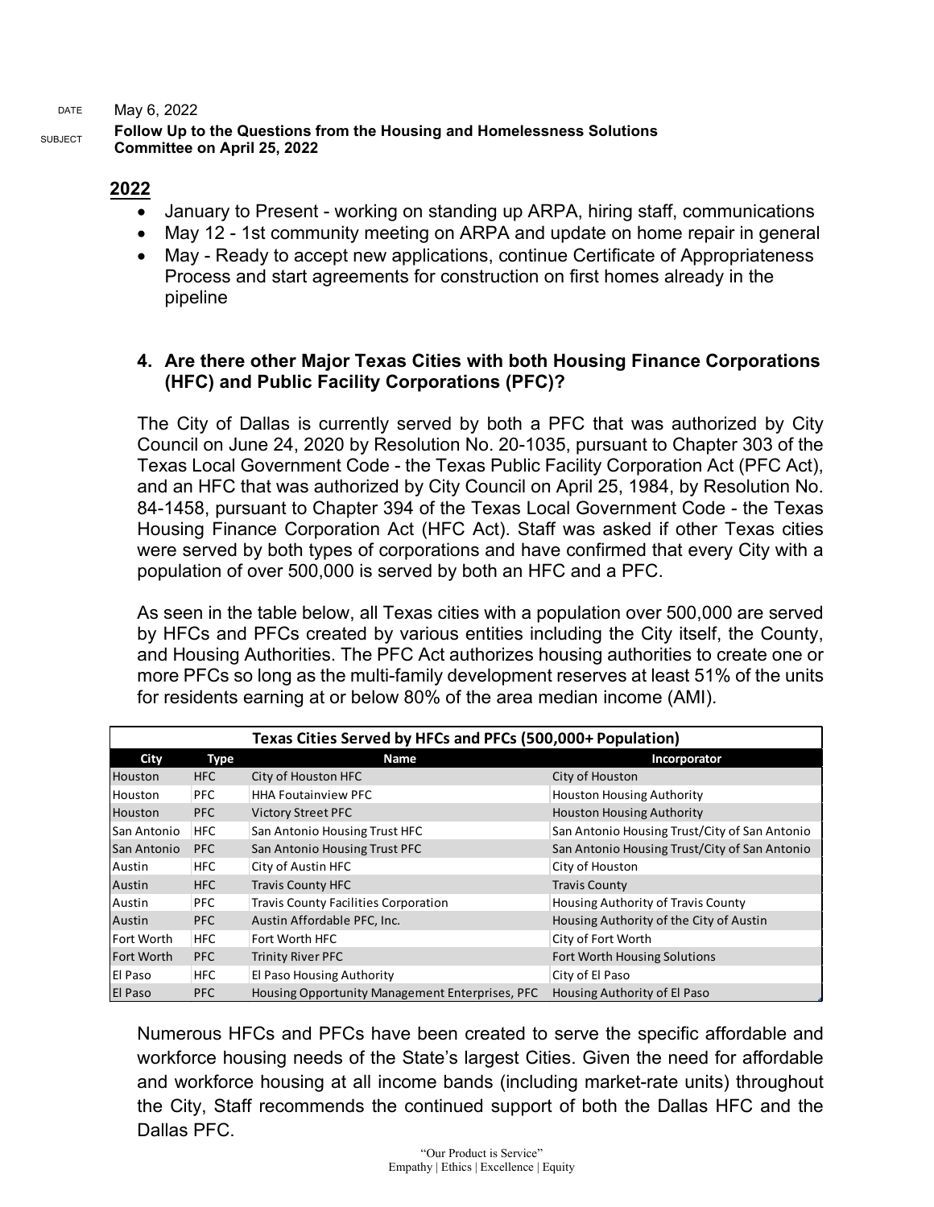DATE May 6, 2022

SUBJECT **Follow Up to the Questions from the Housing and Homelessness Solutions Committee on April 25, 2022**

## 2022

- January to Present - working on standing up ARPA, hiring staff, communications
- May 12 - 1st community meeting on ARPA and update on home repair in general
- May - Ready to accept new applications, continue Certificate of Appropriateness Process and start agreements for construction on first homes already in the pipeline

### 4. Are there other Major Texas Cities with both Housing Finance Corporations (HFC) and Public Facility Corporations (PFC)?

The City of Dallas is currently served by both a PFC that was authorized by City Council on June 24, 2020 by Resolution No. 20-1035, pursuant to Chapter 303 of the Texas Local Government Code - the Texas Public Facility Corporation Act (PFC Act), and an HFC that was authorized by City Council on April 25, 1984, by Resolution No. 84-1458, pursuant to Chapter 394 of the Texas Local Government Code - the Texas Housing Finance Corporation Act (HFC Act). Staff was asked if other Texas cities were served by both types of corporations and have confirmed that every City with a population of over 500,000 is served by both an HFC and a PFC.

As seen in the table below, all Texas cities with a population over 500,000 are served by HFCs and PFCs created by various entities including the City itself, the County, and Housing Authorities. The PFC Act authorizes housing authorities to create one or more PFCs so long as the multi-family development reserves at least 51% of the units for residents earning at or below 80% of the area median income (AMI).

| Texas Cities Served by HFCs and PFCs (500,000+ Population) | | | |
|---|---|---|---|
| **City** | **Type** | **Name** | **Incorporator** |
| Houston | HFC | City of Houston HFC | City of Houston |
| Houston | PFC | HHA Foutainview PFC | Houston Housing Authority |
| Houston | PFC | Victory Street PFC | Houston Housing Authority |
| San Antonio | HFC | San Antonio Housing Trust HFC | San Antonio Housing Trust/City of San Antonio |
| San Antonio | PFC | San Antonio Housing Trust PFC | San Antonio Housing Trust/City of San Antonio |
| Austin | HFC | City of Austin HFC | City of Houston |
| Austin | HFC | Travis County HFC | Travis County |
| Austin | PFC | Travis County Facilities Corporation | Housing Authority of Travis County |
| Austin | PFC | Austin Affordable PFC, Inc. | Housing Authority of the City of Austin |
| Fort Worth | HFC | Fort Worth HFC | City of Fort Worth |
| Fort Worth | PFC | Trinity River PFC | Fort Worth Housing Solutions |
| El Paso | HFC | El Paso Housing Authority | City of El Paso |
| El Paso | PFC | Housing Opportunity Management Enterprises, PFC | Housing Authority of El Paso |

Numerous HFCs and PFCs have been created to serve the specific affordable and workforce housing needs of the State's largest Cities. Given the need for affordable and workforce housing at all income bands (including market-rate units) throughout the City, Staff recommends the continued support of both the Dallas HFC and the Dallas PFC.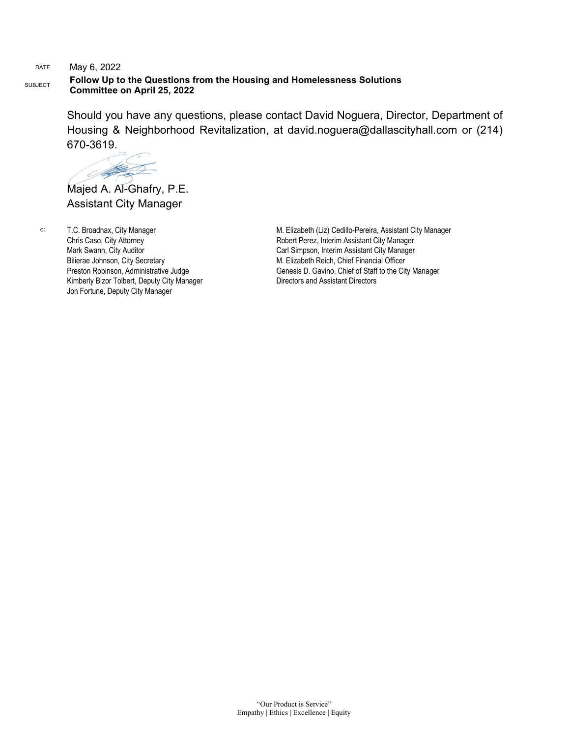DATE May 6, 2022

SUBJECT **Follow Up to the Questions from the Housing and Homelessness Solutions Committee on April 25, 2022**

Should you have any questions, please contact David Noguera, Director, Department of Housing & Neighborhood Revitalization, at david.noguera@dallascityhall.com or (214) 670-3619.

Majed A. Al-Ghafry, P.E.
Assistant City Manager

c:
T.C. Broadnax, City Manager
Chris Caso, City Attorney
Mark Swann, City Auditor
Bilierae Johnson, City Secretary
Preston Robinson, Administrative Judge
Kimberly Bizor Tolbert, Deputy City Manager
Jon Fortune, Deputy City Manager
M. Elizabeth (Liz) Cedillo-Pereira, Assistant City Manager
Robert Perez, Interim Assistant City Manager
Carl Simpson, Interim Assistant City Manager
M. Elizabeth Reich, Chief Financial Officer
Genesis D. Gavino, Chief of Staff to the City Manager
Directors and Assistant Directors

"Our Product is Service"
Empathy | Ethics | Excellence | Equity